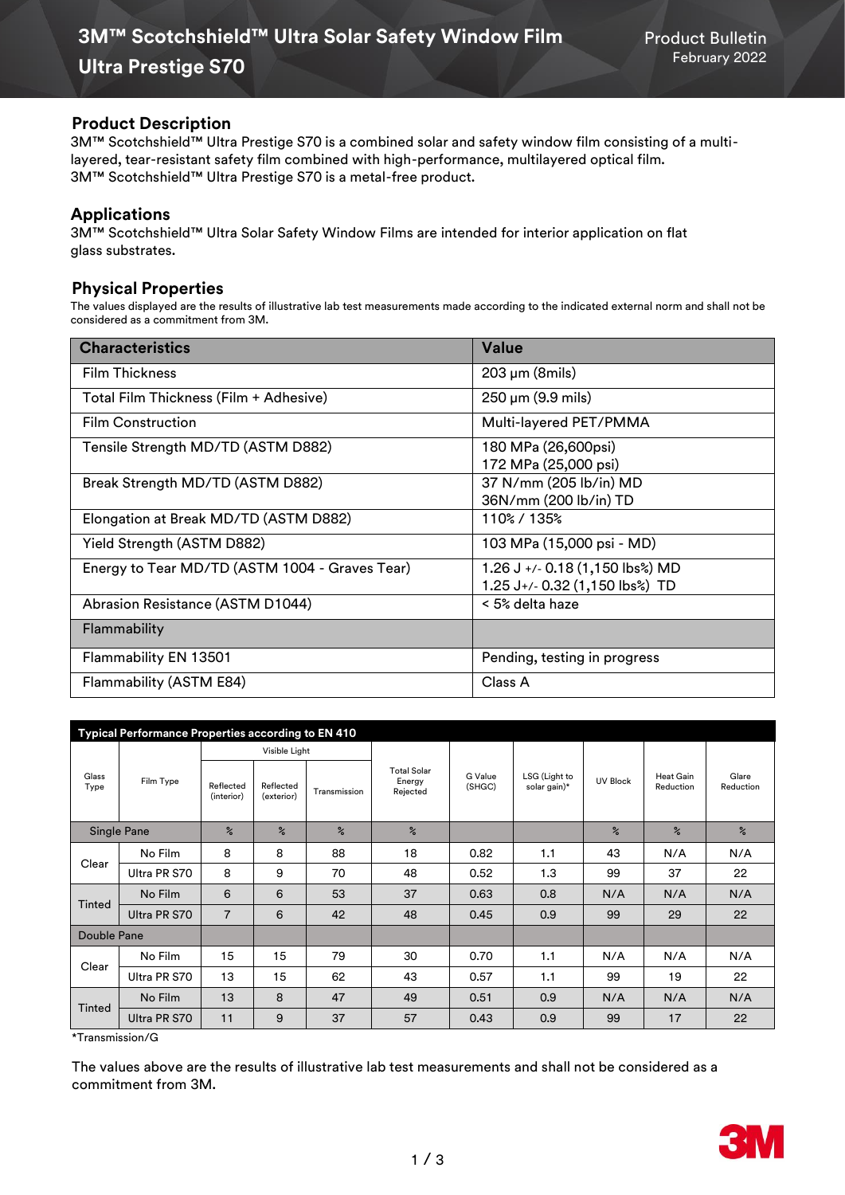# 3M™ Scotchshield™ Ultra Solar Safety Window Film Ultra Prestige S70

Product Bulletin
February 2022

## Product Description

3M™ Scotchshield™ Ultra Prestige S70 is a combined solar and safety window film consisting of a multi-layered, tear-resistant safety film combined with high-performance, multilayered optical film.
3M™ Scotchshield™ Ultra Prestige S70 is a metal-free product.

## Applications

3M™ Scotchshield™ Ultra Solar Safety Window Films are intended for interior application on flat glass substrates.

## Physical Properties

The values displayed are the results of illustrative lab test measurements made according to the indicated external norm and shall not be considered as a commitment from 3M.

| Characteristics | Value |
|---|---|
| Film Thickness | 203 µm (8mils) |
| Total Film Thickness (Film + Adhesive) | 250 µm (9.9 mils) |
| Film Construction | Multi-layered PET/PMMA |
| Tensile Strength MD/TD (ASTM D882) | 180 MPa (26,600psi)<br>172 MPa (25,000 psi) |
| Break Strength MD/TD (ASTM D882) | 37 N/mm (205 lb/in) MD<br>36N/mm (200 lb/in) TD |
| Elongation at Break MD/TD (ASTM D882) | 110% / 135% |
| Yield Strength (ASTM D882) | 103 MPa (15,000 psi - MD) |
| Energy to Tear MD/TD (ASTM 1004 - Graves Tear) | 1.26 J +/- 0.18 (1,150 lbs%) MD<br>1.25 J+/- 0.32 (1,150 lbs%) TD |
| Abrasion Resistance (ASTM D1044) | < 5% delta haze |
| Flammability | |
| Flammability EN 13501 | Pending, testing in progress |
| Flammability (ASTM E84) | Class A |

**Typical Performance Properties according to EN 410**

| Glass Type | Film Type | Visible Light | | | Total Solar Energy Rejected | G Value (SHGC) | LSG (Light to solar gain)* | UV Block | Heat Gain Reduction | Glare Reduction |
|---|---|---|---|---|---|---|---|---|---|---|
| | | Reflected (interior) | Reflected (exterior) | Transmission | | | | | | |
| Single Pane | | % | % | % | % | | | % | % | % |
| Clear | No Film | 8 | 8 | 88 | 18 | 0.82 | 1.1 | 43 | N/A | N/A |
| | Ultra PR S70 | 8 | 9 | 70 | 48 | 0.52 | 1.3 | 99 | 37 | 22 |
| Tinted | No Film | 6 | 6 | 53 | 37 | 0.63 | 0.8 | N/A | N/A | N/A |
| | Ultra PR S70 | 7 | 6 | 42 | 48 | 0.45 | 0.9 | 99 | 29 | 22 |
| Double Pane | | | | | | | | | | |
| Clear | No Film | 15 | 15 | 79 | 30 | 0.70 | 1.1 | N/A | N/A | N/A |
| | Ultra PR S70 | 13 | 15 | 62 | 43 | 0.57 | 1.1 | 99 | 19 | 22 |
| Tinted | No Film | 13 | 8 | 47 | 49 | 0.51 | 0.9 | N/A | N/A | N/A |
| | Ultra PR S70 | 11 | 9 | 37 | 57 | 0.43 | 0.9 | 99 | 17 | 22 |

*Transmission/G

The values above are the results of illustrative lab test measurements and shall not be considered as a commitment from 3M.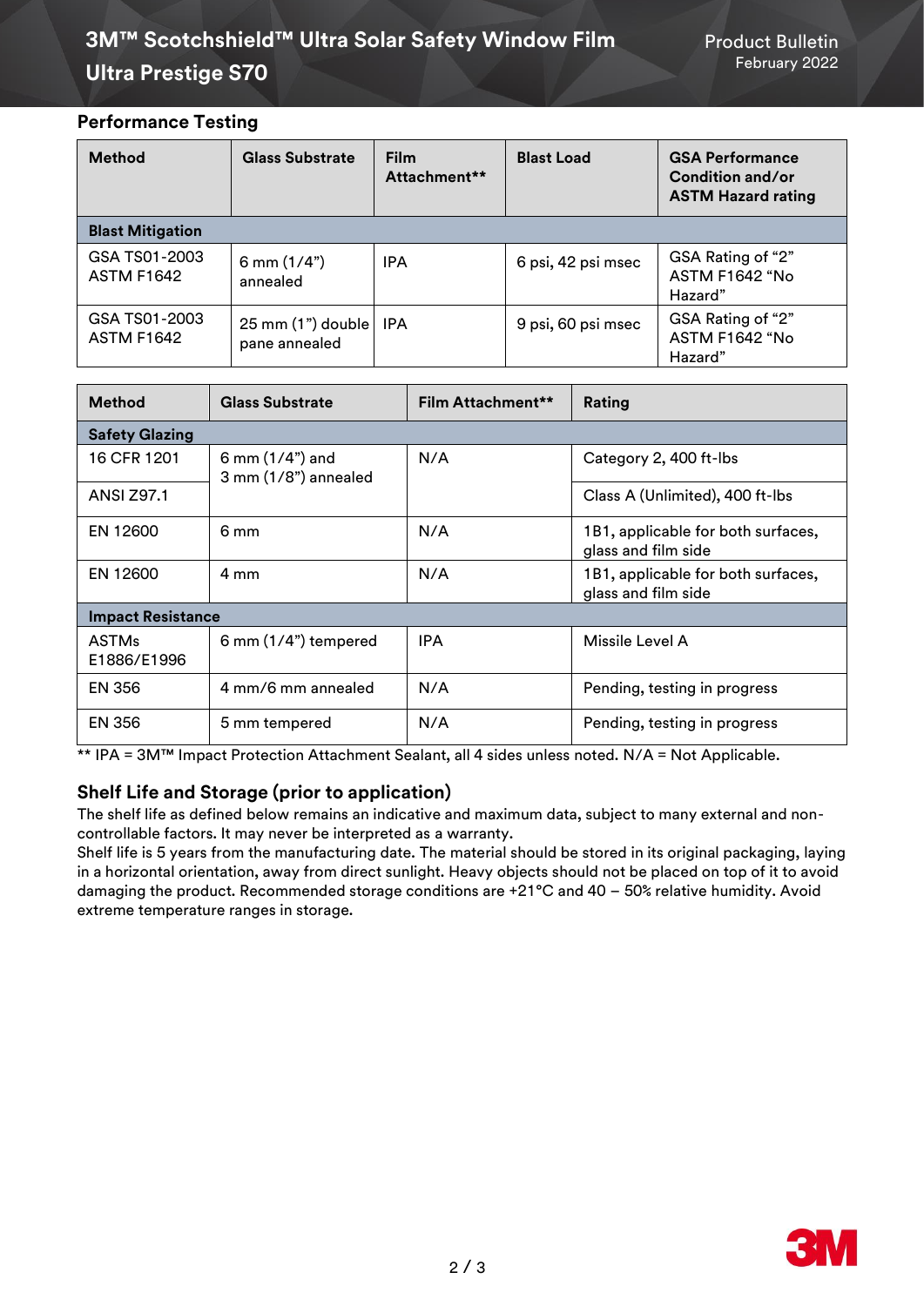## Performance Testing

| Method | Glass Substrate | Film Attachment** | Blast Load | GSA Performance Condition and/or ASTM Hazard rating |
|---|---|---|---|---|
| **Blast Mitigation** | | | | |
| GSA TS01-2003 ASTM F1642 | 6 mm (1/4") annealed | IPA | 6 psi, 42 psi msec | GSA Rating of "2" ASTM F1642 "No Hazard" |
| GSA TS01-2003 ASTM F1642 | 25 mm (1") double pane annealed | IPA | 9 psi, 60 psi msec | GSA Rating of "2" ASTM F1642 "No Hazard" |

| Method | Glass Substrate | Film Attachment** | Rating |
|---|---|---|---|
| **Safety Glazing** | | | |
| 16 CFR 1201 | 6 mm (1/4") and 3 mm (1/8") annealed | N/A | Category 2, 400 ft-lbs |
| ANSI Z97.1 | | | Class A (Unlimited), 400 ft-lbs |
| EN 12600 | 6 mm | N/A | 1B1, applicable for both surfaces, glass and film side |
| EN 12600 | 4 mm | N/A | 1B1, applicable for both surfaces, glass and film side |
| **Impact Resistance** | | | |
| ASTMs E1886/E1996 | 6 mm (1/4") tempered | IPA | Missile Level A |
| EN 356 | 4 mm/6 mm annealed | N/A | Pending, testing in progress |
| EN 356 | 5 mm tempered | N/A | Pending, testing in progress |

** IPA = 3M™ Impact Protection Attachment Sealant, all 4 sides unless noted. N/A = Not Applicable.

## Shelf Life and Storage (prior to application)

The shelf life as defined below remains an indicative and maximum data, subject to many external and non-controllable factors. It may never be interpreted as a warranty.
Shelf life is 5 years from the manufacturing date. The material should be stored in its original packaging, laying in a horizontal orientation, away from direct sunlight. Heavy objects should not be placed on top of it to avoid damaging the product. Recommended storage conditions are +21°C and 40 – 50% relative humidity. Avoid extreme temperature ranges in storage.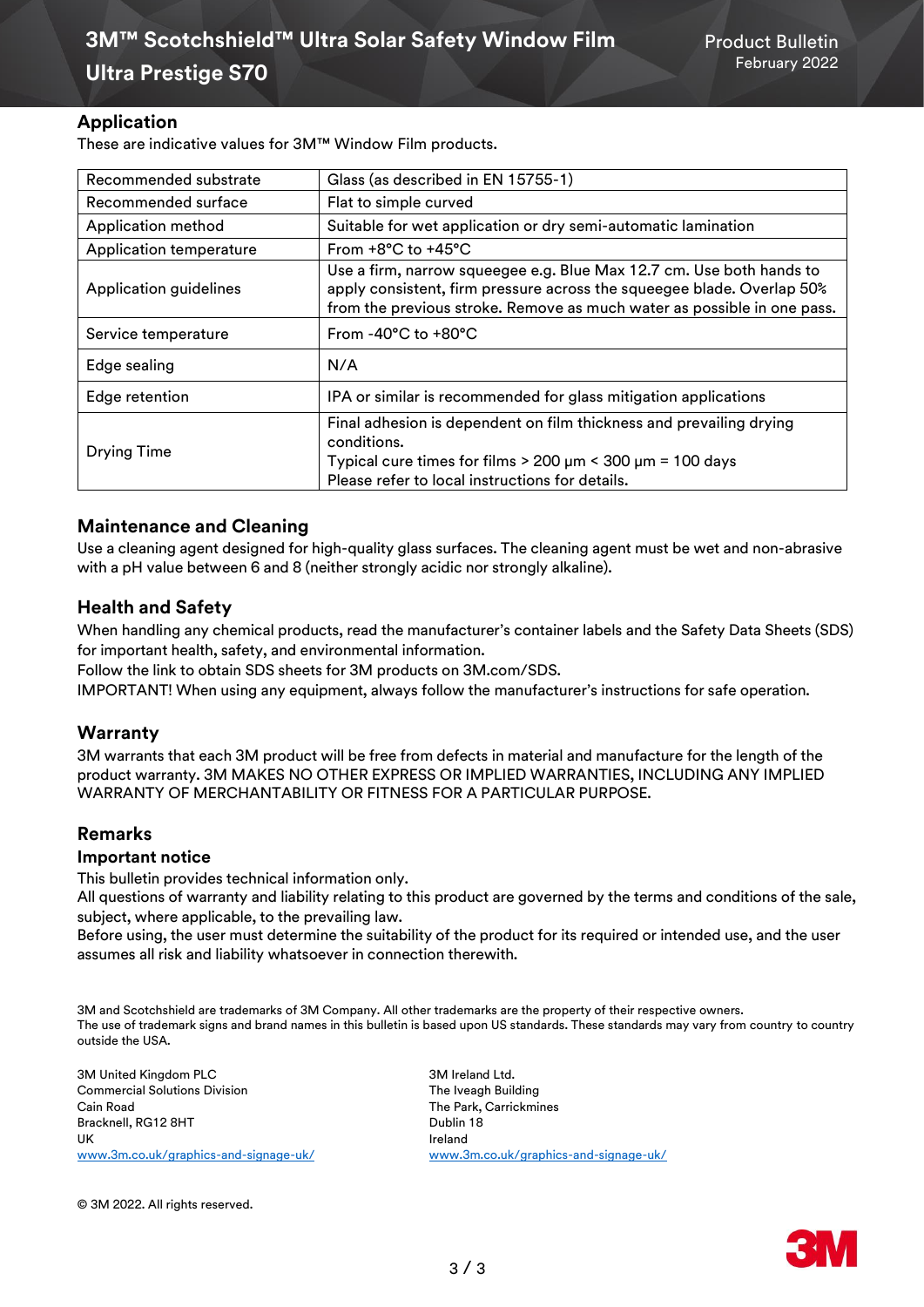## Application

These are indicative values for 3M™ Window Film products.

| | |
|---|---|
| Recommended substrate | Glass (as described in EN 15755-1) |
| Recommended surface | Flat to simple curved |
| Application method | Suitable for wet application or dry semi-automatic lamination |
| Application temperature | From +8°C to +45°C |
| Application guidelines | Use a firm, narrow squeegee e.g. Blue Max 12.7 cm. Use both hands to apply consistent, firm pressure across the squeegee blade. Overlap 50% from the previous stroke. Remove as much water as possible in one pass. |
| Service temperature | From -40°C to +80°C |
| Edge sealing | N/A |
| Edge retention | IPA or similar is recommended for glass mitigation applications |
| Drying Time | Final adhesion is dependent on film thickness and prevailing drying conditions.<br>Typical cure times for films > 200 µm < 300 µm = 100 days<br>Please refer to local instructions for details. |

## Maintenance and Cleaning

Use a cleaning agent designed for high-quality glass surfaces. The cleaning agent must be wet and non-abrasive with a pH value between 6 and 8 (neither strongly acidic nor strongly alkaline).

## Health and Safety

When handling any chemical products, read the manufacturer's container labels and the Safety Data Sheets (SDS) for important health, safety, and environmental information.
Follow the link to obtain SDS sheets for 3M products on 3M.com/SDS.
IMPORTANT! When using any equipment, always follow the manufacturer's instructions for safe operation.

## Warranty

3M warrants that each 3M product will be free from defects in material and manufacture for the length of the product warranty. 3M MAKES NO OTHER EXPRESS OR IMPLIED WARRANTIES, INCLUDING ANY IMPLIED WARRANTY OF MERCHANTABILITY OR FITNESS FOR A PARTICULAR PURPOSE.

## Remarks

### Important notice

This bulletin provides technical information only.
All questions of warranty and liability relating to this product are governed by the terms and conditions of the sale, subject, where applicable, to the prevailing law.
Before using, the user must determine the suitability of the product for its required or intended use, and the user assumes all risk and liability whatsoever in connection therewith.

3M and Scotchshield are trademarks of 3M Company. All other trademarks are the property of their respective owners.
The use of trademark signs and brand names in this bulletin is based upon US standards. These standards may vary from country to country outside the USA.

3M United Kingdom PLC
Commercial Solutions Division
Cain Road
Bracknell, RG12 8HT
UK
www.3m.co.uk/graphics-and-signage-uk/

3M Ireland Ltd.
The Iveagh Building
The Park, Carrickmines
Dublin 18
Ireland
www.3m.co.uk/graphics-and-signage-uk/

© 3M 2022. All rights reserved.